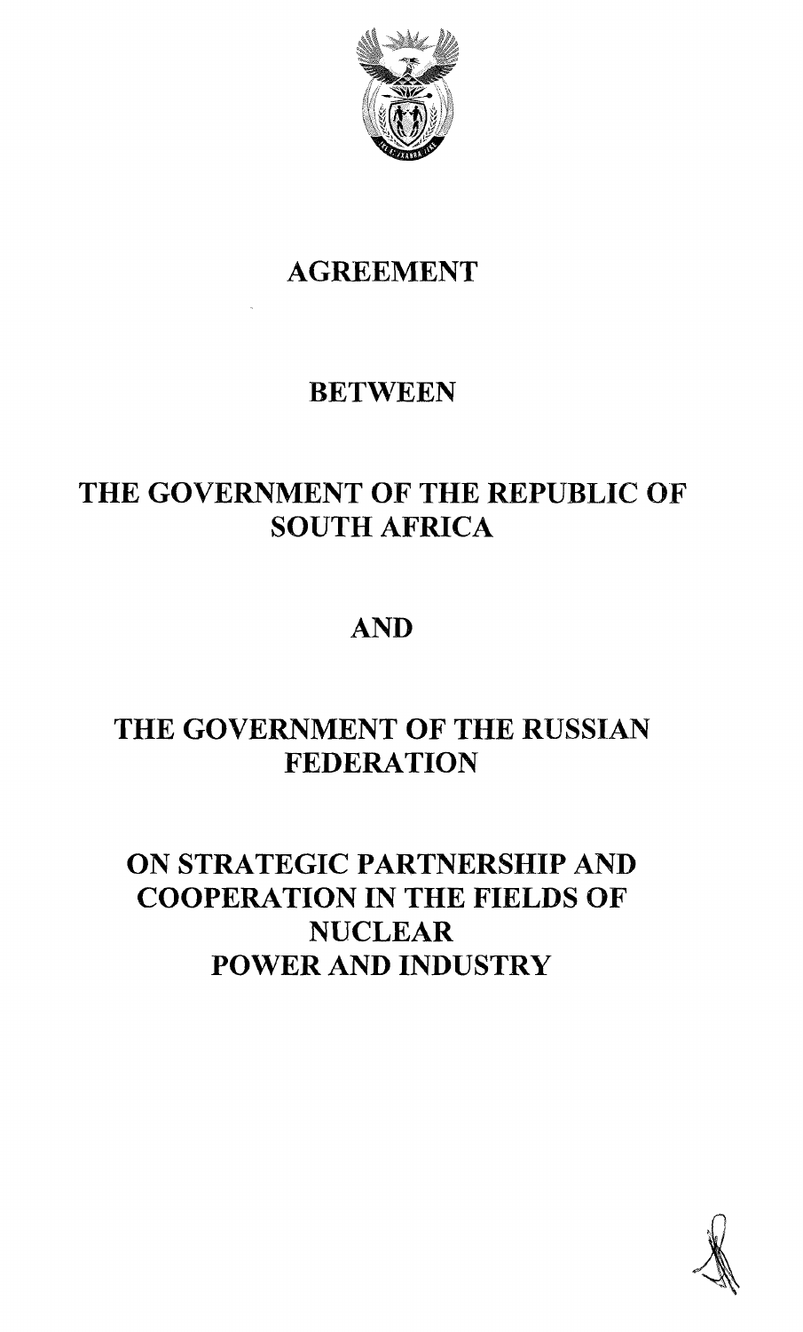# AGREEMENT

## BETWEEN

## THE GOVERNMENT OF THE REPUBLIC OF SOUTH AFRICA

## AND

## THE GOVERNMENT OF THE RUSSIAN FEDERATION

## ON STRATEGIC PARTNERSHIP AND COOPERATION IN THE FIELDS OF NUCLEAR POWER AND INDUSTRY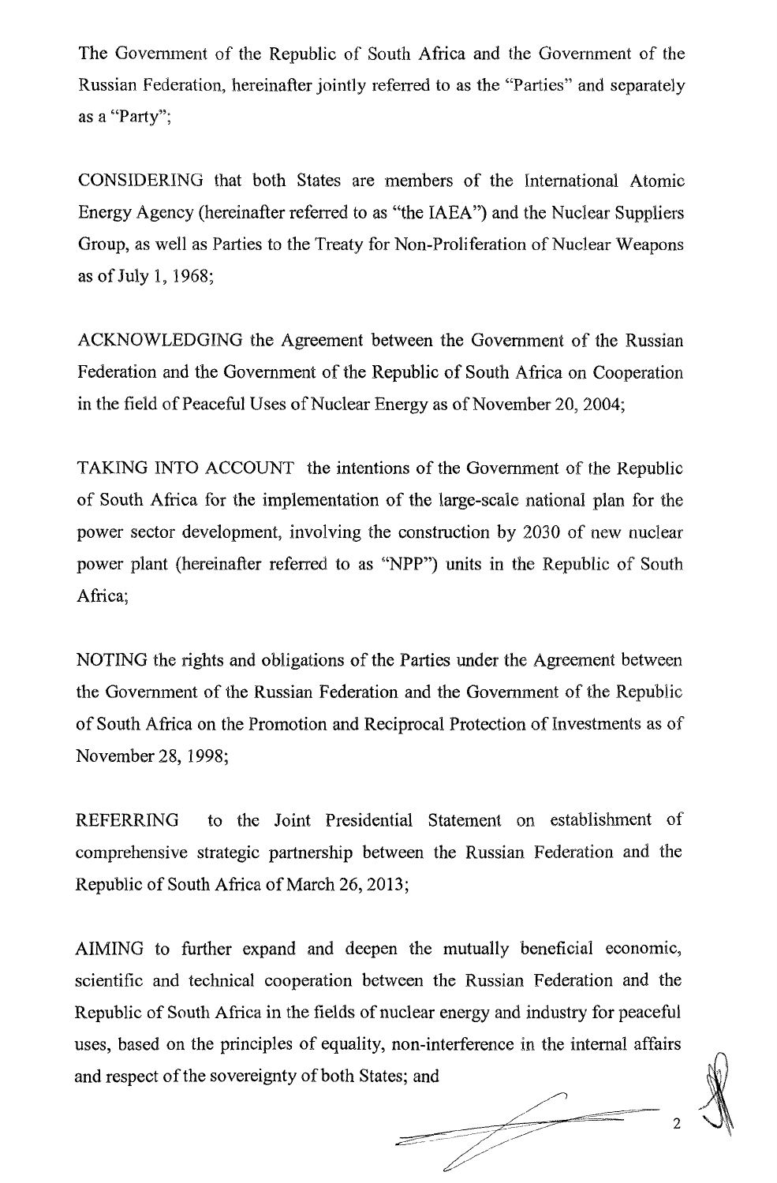The Government of the Republic of South Africa and the Government of the Russian Federation, hereinafter jointly referred to as the "Parties" and separately as a "Party";

CONSIDERING that both States are members of the International Atomic Energy Agency (hereinafter referred to as "the IAEA") and the Nuclear Suppliers Group, as well as Parties to the Treaty for Non-Proliferation of Nuclear Weapons as of July 1, 1968;

ACKNOWLEDGING the Agreement between the Government of the Russian Federation and the Government of the Republic of South Africa on Cooperation in the field of Peaceful Uses of Nuclear Energy as of November 20, 2004;

TAKING INTO ACCOUNT the intentions of the Government of the Republic of South Africa for the implementation of the large-scale national plan for the power sector development, involving the construction by 2030 of new nuclear power plant (hereinafter referred to as "NPP") units in the Republic of South Africa;

NOTING the rights and obligations of the Parties under the Agreement between the Government of the Russian Federation and the Government of the Republic of South Africa on the Promotion and Reciprocal Protection of Investments as of November 28, 1998;

REFERRING to the Joint Presidential Statement on establishment of comprehensive strategic partnership between the Russian Federation and the Republic of South Africa of March 26, 2013;

AIMING to further expand and deepen the mutually beneficial economic, scientific and technical cooperation between the Russian Federation and the Republic of South Africa in the fields of nuclear energy and industry for peaceful uses, based on the principles of equality, non-interference in the internal affairs and respect of the sovereignty of both States; and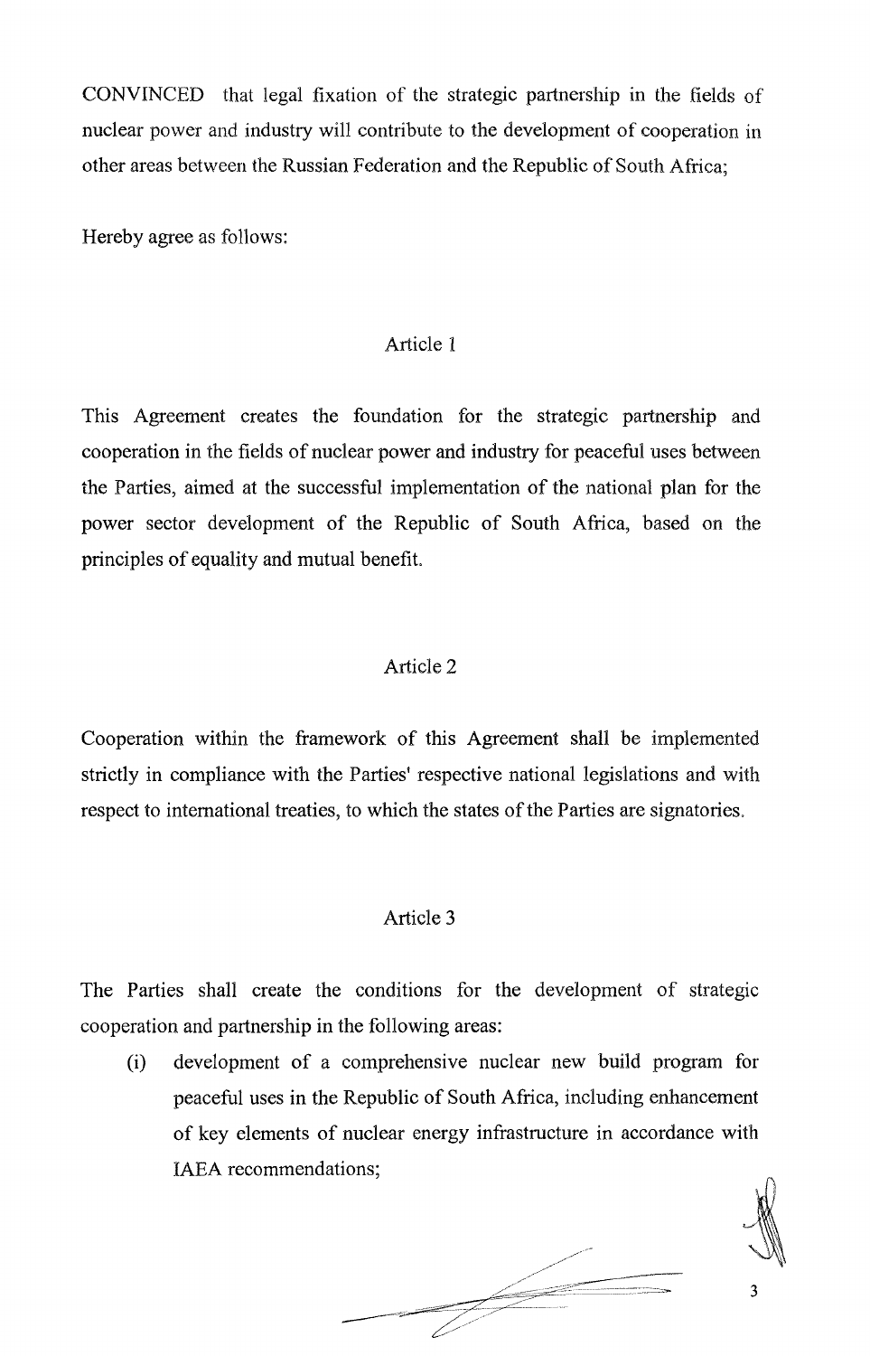CONVINCED that legal fixation of the strategic partnership in the fields of nuclear power and industry will contribute to the development of cooperation in other areas between the Russian Federation and the Republic of South Africa;

Hereby agree as follows:

## Article 1

This Agreement creates the foundation for the strategic partnership and cooperation in the fields of nuclear power and industry for peaceful uses between the Parties, aimed at the successful implementation of the national plan for the power sector development of the Republic of South Africa, based on the principles of equality and mutual benefit.

## Article 2

Cooperation within the framework of this Agreement shall be implemented strictly in compliance with the Parties' respective national legislations and with respect to international treaties, to which the states of the Parties are signatories.

## Article 3

The Parties shall create the conditions for the development of strategic cooperation and partnership in the following areas:

(i) development of a comprehensive nuclear new build program for peaceful uses in the Republic of South Africa, including enhancement of key elements of nuclear energy infrastructure in accordance with IAEA recommendations;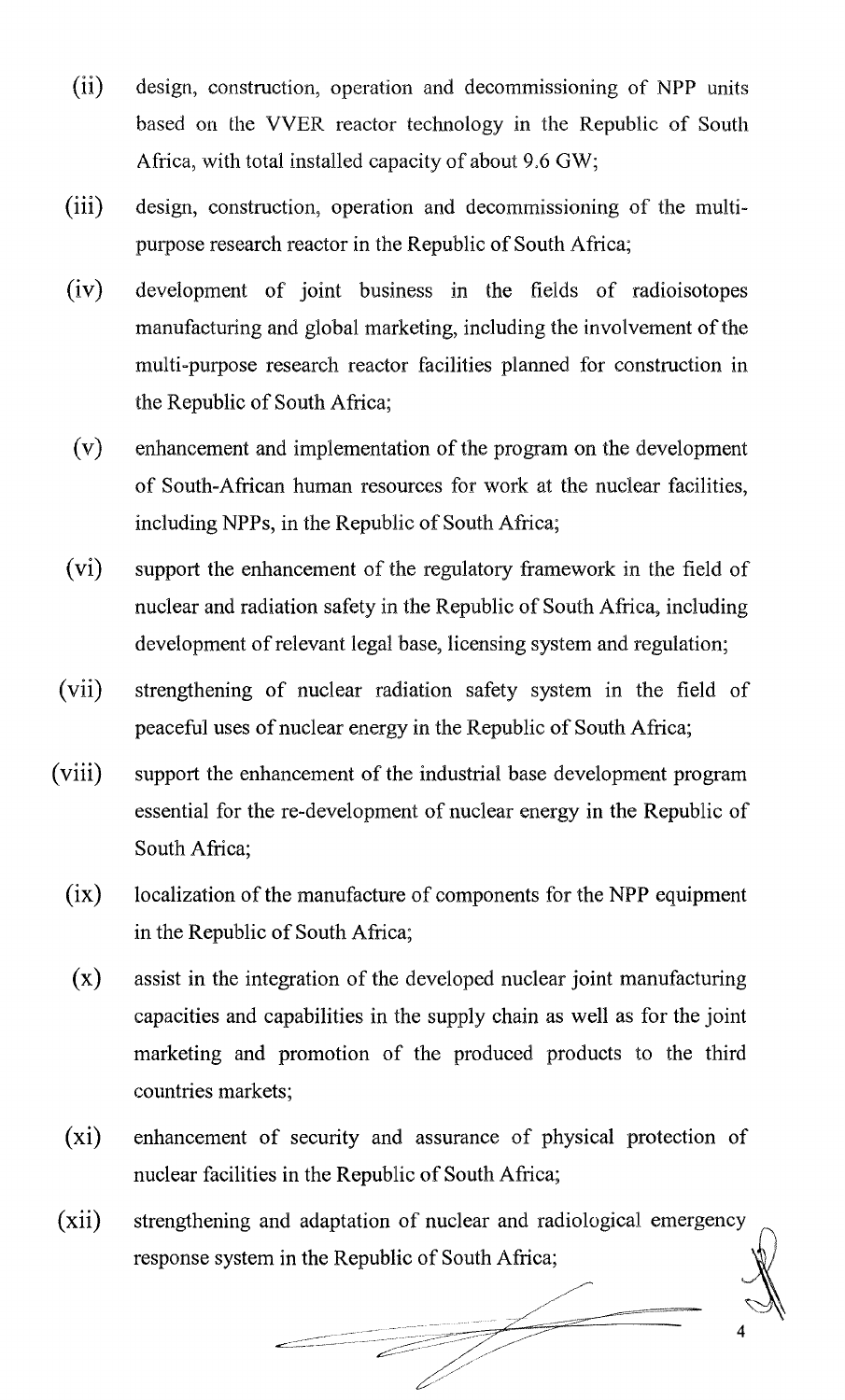(ii) design, construction, operation and decommissioning of NPP units based on the VVER reactor technology in the Republic of South Africa, with total installed capacity of about 9.6 GW;

(iii) design, construction, operation and decommissioning of the multi-purpose research reactor in the Republic of South Africa;

(iv) development of joint business in the fields of radioisotopes manufacturing and global marketing, including the involvement of the multi-purpose research reactor facilities planned for construction in the Republic of South Africa;

(v) enhancement and implementation of the program on the development of South-African human resources for work at the nuclear facilities, including NPPs, in the Republic of South Africa;

(vi) support the enhancement of the regulatory framework in the field of nuclear and radiation safety in the Republic of South Africa, including development of relevant legal base, licensing system and regulation;

(vii) strengthening of nuclear radiation safety system in the field of peaceful uses of nuclear energy in the Republic of South Africa;

(viii) support the enhancement of the industrial base development program essential for the re-development of nuclear energy in the Republic of South Africa;

(ix) localization of the manufacture of components for the NPP equipment in the Republic of South Africa;

(x) assist in the integration of the developed nuclear joint manufacturing capacities and capabilities in the supply chain as well as for the joint marketing and promotion of the produced products to the third countries markets;

(xi) enhancement of security and assurance of physical protection of nuclear facilities in the Republic of South Africa;

(xii) strengthening and adaptation of nuclear and radiological emergency response system in the Republic of South Africa;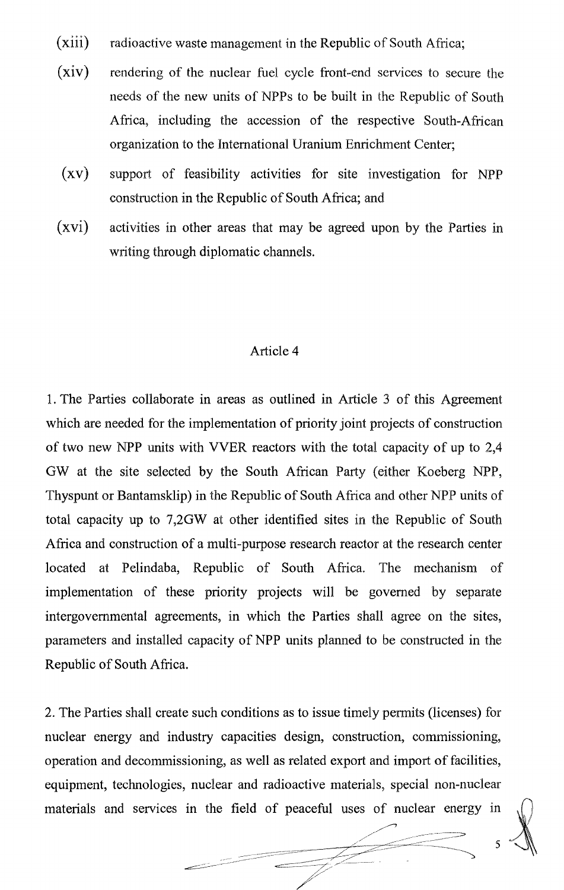(xiii) radioactive waste management in the Republic of South Africa;

(xiv) rendering of the nuclear fuel cycle front-end services to secure the needs of the new units of NPPs to be built in the Republic of South Africa, including the accession of the respective South-African organization to the International Uranium Enrichment Center;

(xv) support of feasibility activities for site investigation for NPP construction in the Republic of South Africa; and

(xvi) activities in other areas that may be agreed upon by the Parties in writing through diplomatic channels.

## Article 4

1. The Parties collaborate in areas as outlined in Article 3 of this Agreement which are needed for the implementation of priority joint projects of construction of two new NPP units with VVER reactors with the total capacity of up to 2,4 GW at the site selected by the South African Party (either Koeberg NPP, Thyspunt or Bantamsklip) in the Republic of South Africa and other NPP units of total capacity up to 7,2GW at other identified sites in the Republic of South Africa and construction of a multi-purpose research reactor at the research center located at Pelindaba, Republic of South Africa. The mechanism of implementation of these priority projects will be governed by separate intergovernmental agreements, in which the Parties shall agree on the sites, parameters and installed capacity of NPP units planned to be constructed in the Republic of South Africa.

2. The Parties shall create such conditions as to issue timely permits (licenses) for nuclear energy and industry capacities design, construction, commissioning, operation and decommissioning, as well as related export and import of facilities, equipment, technologies, nuclear and radioactive materials, special non-nuclear materials and services in the field of peaceful uses of nuclear energy in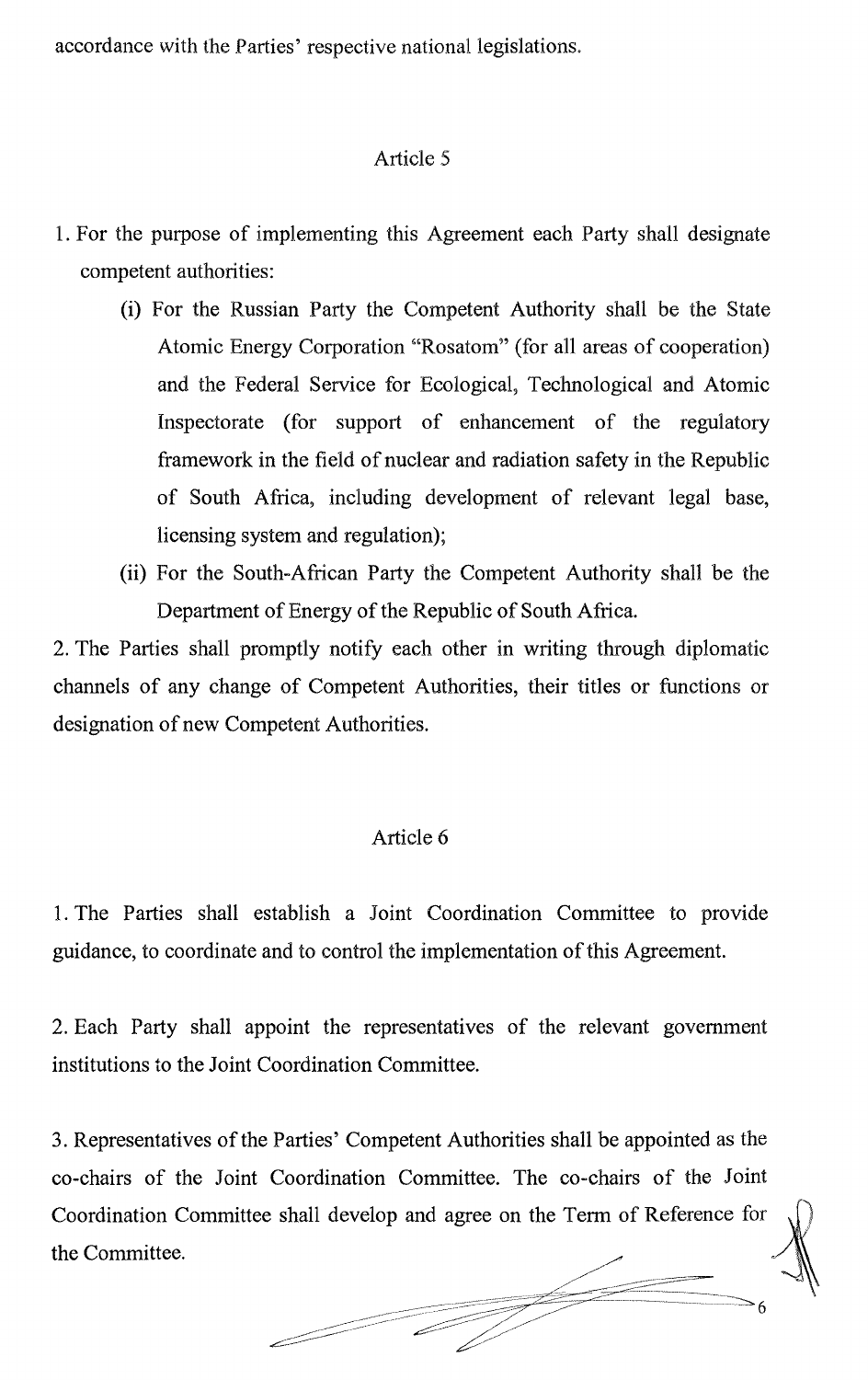accordance with the Parties' respective national legislations.

Article 5

1. For the purpose of implementing this Agreement each Party shall designate competent authorities:
   (i) For the Russian Party the Competent Authority shall be the State Atomic Energy Corporation "Rosatom" (for all areas of cooperation) and the Federal Service for Ecological, Technological and Atomic Inspectorate (for support of enhancement of the regulatory framework in the field of nuclear and radiation safety in the Republic of South Africa, including development of relevant legal base, licensing system and regulation);
   (ii) For the South-African Party the Competent Authority shall be the Department of Energy of the Republic of South Africa.

2. The Parties shall promptly notify each other in writing through diplomatic channels of any change of Competent Authorities, their titles or functions or designation of new Competent Authorities.

Article 6

1. The Parties shall establish a Joint Coordination Committee to provide guidance, to coordinate and to control the implementation of this Agreement.

2. Each Party shall appoint the representatives of the relevant government institutions to the Joint Coordination Committee.

3. Representatives of the Parties' Competent Authorities shall be appointed as the co-chairs of the Joint Coordination Committee. The co-chairs of the Joint Coordination Committee shall develop and agree on the Term of Reference for the Committee.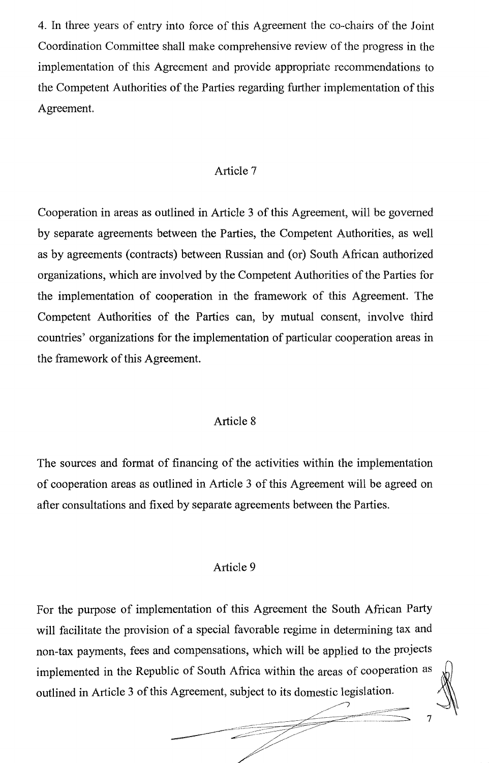4. In three years of entry into force of this Agreement the co-chairs of the Joint Coordination Committee shall make comprehensive review of the progress in the implementation of this Agreement and provide appropriate recommendations to the Competent Authorities of the Parties regarding further implementation of this Agreement.

## Article 7

Cooperation in areas as outlined in Article 3 of this Agreement, will be governed by separate agreements between the Parties, the Competent Authorities, as well as by agreements (contracts) between Russian and (or) South African authorized organizations, which are involved by the Competent Authorities of the Parties for the implementation of cooperation in the framework of this Agreement. The Competent Authorities of the Parties can, by mutual consent, involve third countries' organizations for the implementation of particular cooperation areas in the framework of this Agreement.

## Article 8

The sources and format of financing of the activities within the implementation of cooperation areas as outlined in Article 3 of this Agreement will be agreed on after consultations and fixed by separate agreements between the Parties.

## Article 9

For the purpose of implementation of this Agreement the South African Party will facilitate the provision of a special favorable regime in determining tax and non-tax payments, fees and compensations, which will be applied to the projects implemented in the Republic of South Africa within the areas of cooperation as outlined in Article 3 of this Agreement, subject to its domestic legislation.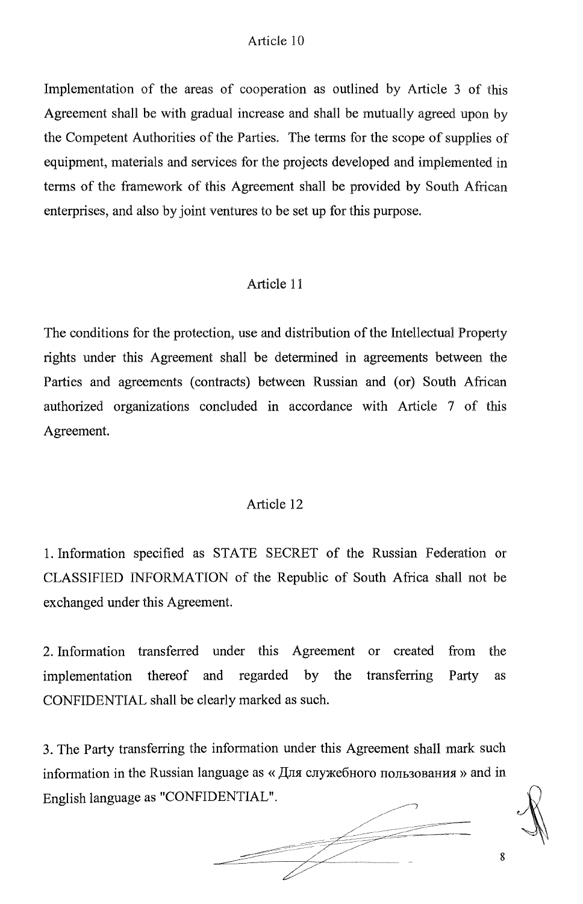## Article 10

Implementation of the areas of cooperation as outlined by Article 3 of this Agreement shall be with gradual increase and shall be mutually agreed upon by the Competent Authorities of the Parties. The terms for the scope of supplies of equipment, materials and services for the projects developed and implemented in terms of the framework of this Agreement shall be provided by South African enterprises, and also by joint ventures to be set up for this purpose.

## Article 11

The conditions for the protection, use and distribution of the Intellectual Property rights under this Agreement shall be determined in agreements between the Parties and agreements (contracts) between Russian and (or) South African authorized organizations concluded in accordance with Article 7 of this Agreement.

## Article 12

1. Information specified as STATE SECRET of the Russian Federation or CLASSIFIED INFORMATION of the Republic of South Africa shall not be exchanged under this Agreement.

2. Information transferred under this Agreement or created from the implementation thereof and regarded by the transferring Party as CONFIDENTIAL shall be clearly marked as such.

3. The Party transferring the information under this Agreement shall mark such information in the Russian language as « Для служебного пользования » and in English language as "CONFIDENTIAL".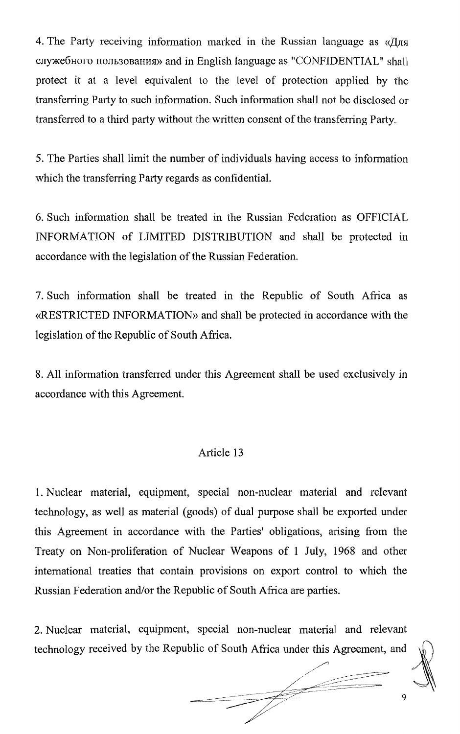4. The Party receiving information marked in the Russian language as «Для служебного пользования» and in English language as "CONFIDENTIAL" shall protect it at a level equivalent to the level of protection applied by the transferring Party to such information. Such information shall not be disclosed or transferred to a third party without the written consent of the transferring Party.

5. The Parties shall limit the number of individuals having access to information which the transferring Party regards as confidential.

6. Such information shall be treated in the Russian Federation as OFFICIAL INFORMATION of LIMITED DISTRIBUTION and shall be protected in accordance with the legislation of the Russian Federation.

7. Such information shall be treated in the Republic of South Africa as «RESTRICTED INFORMATION» and shall be protected in accordance with the legislation of the Republic of South Africa.

8. All information transferred under this Agreement shall be used exclusively in accordance with this Agreement.

## Article 13

1. Nuclear material, equipment, special non-nuclear material and relevant technology, as well as material (goods) of dual purpose shall be exported under this Agreement in accordance with the Parties' obligations, arising from the Treaty on Non-proliferation of Nuclear Weapons of 1 July, 1968 and other international treaties that contain provisions on export control to which the Russian Federation and/or the Republic of South Africa are parties.

2. Nuclear material, equipment, special non-nuclear material and relevant technology received by the Republic of South Africa under this Agreement, and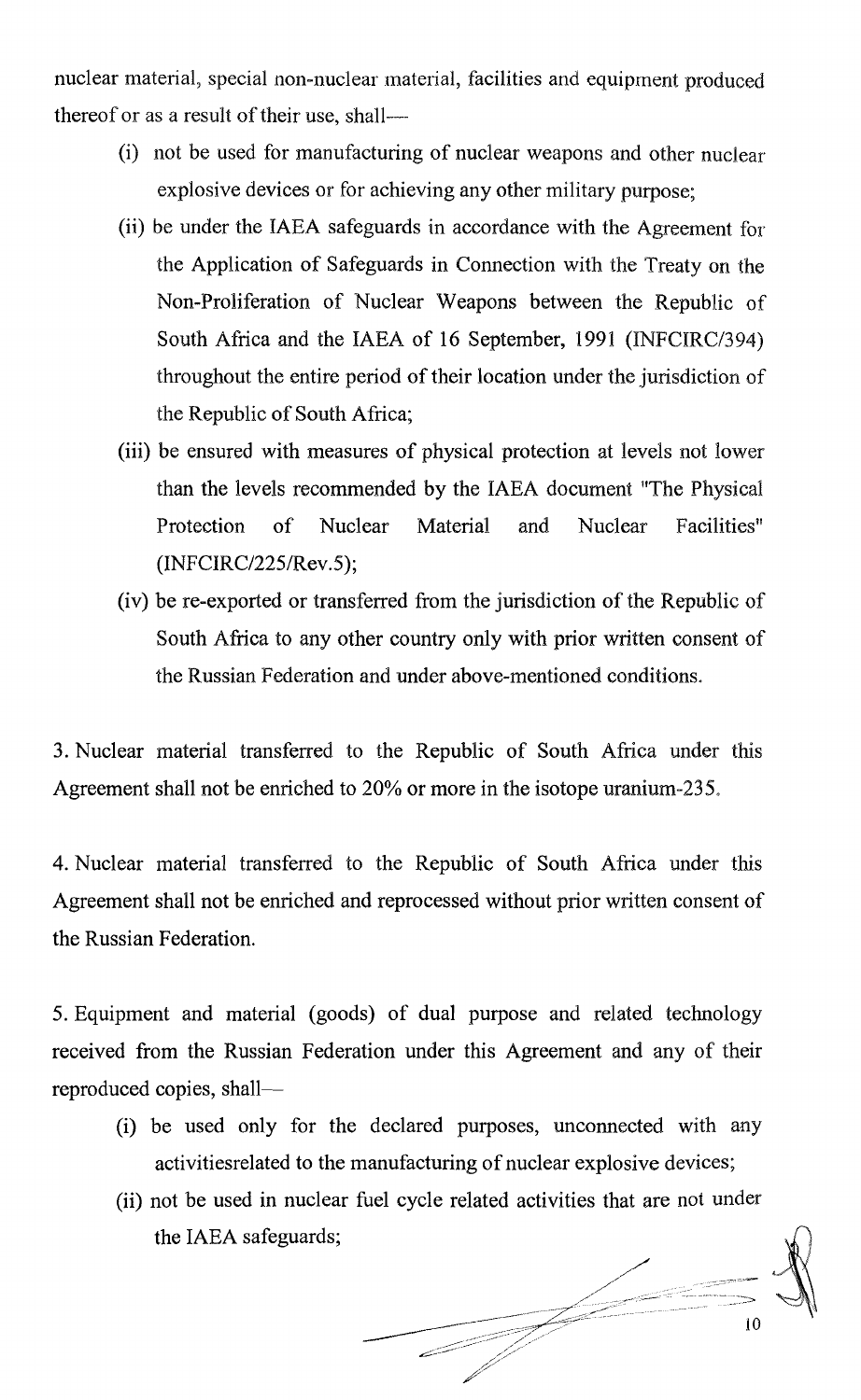nuclear material, special non-nuclear material, facilities and equipment produced thereof or as a result of their use, shall—

(i) not be used for manufacturing of nuclear weapons and other nuclear explosive devices or for achieving any other military purpose;

(ii) be under the IAEA safeguards in accordance with the Agreement for the Application of Safeguards in Connection with the Treaty on the Non-Proliferation of Nuclear Weapons between the Republic of South Africa and the IAEA of 16 September, 1991 (INFCIRC/394) throughout the entire period of their location under the jurisdiction of the Republic of South Africa;

(iii) be ensured with measures of physical protection at levels not lower than the levels recommended by the IAEA document "The Physical Protection of Nuclear Material and Nuclear Facilities" (INFCIRC/225/Rev.5);

(iv) be re-exported or transferred from the jurisdiction of the Republic of South Africa to any other country only with prior written consent of the Russian Federation and under above-mentioned conditions.

3. Nuclear material transferred to the Republic of South Africa under this Agreement shall not be enriched to 20% or more in the isotope uranium-235.

4. Nuclear material transferred to the Republic of South Africa under this Agreement shall not be enriched and reprocessed without prior written consent of the Russian Federation.

5. Equipment and material (goods) of dual purpose and related technology received from the Russian Federation under this Agreement and any of their reproduced copies, shall—

(i) be used only for the declared purposes, unconnected with any activitiesrelated to the manufacturing of nuclear explosive devices;

(ii) not be used in nuclear fuel cycle related activities that are not under the IAEA safeguards;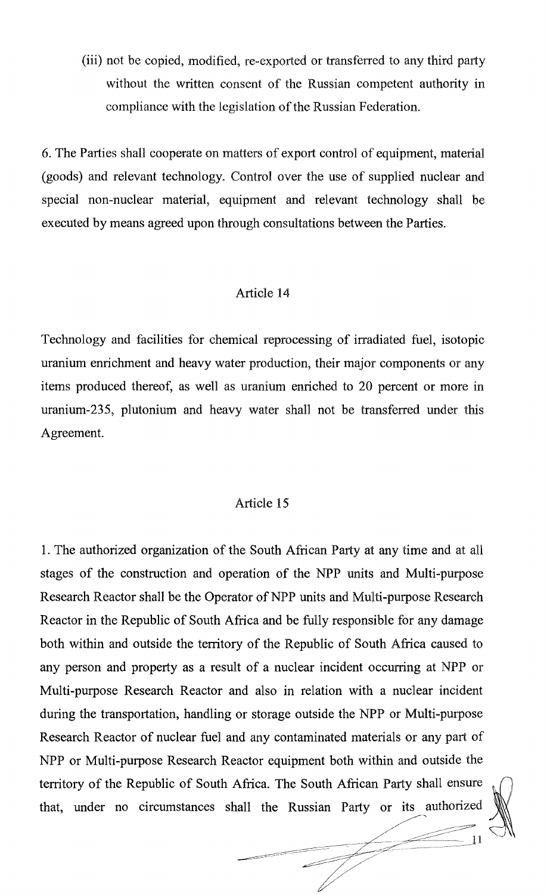(iii) not be copied, modified, re-exported or transferred to any third party without the written consent of the Russian competent authority in compliance with the legislation of the Russian Federation.

6. The Parties shall cooperate on matters of export control of equipment, material (goods) and relevant technology. Control over the use of supplied nuclear and special non-nuclear material, equipment and relevant technology shall be executed by means agreed upon through consultations between the Parties.

## Article 14

Technology and facilities for chemical reprocessing of irradiated fuel, isotopic uranium enrichment and heavy water production, their major components or any items produced thereof, as well as uranium enriched to 20 percent or more in uranium-235, plutonium and heavy water shall not be transferred under this Agreement.

## Article 15

1. The authorized organization of the South African Party at any time and at all stages of the construction and operation of the NPP units and Multi-purpose Research Reactor shall be the Operator of NPP units and Multi-purpose Research Reactor in the Republic of South Africa and be fully responsible for any damage both within and outside the territory of the Republic of South Africa caused to any person and property as a result of a nuclear incident occurring at NPP or Multi-purpose Research Reactor and also in relation with a nuclear incident during the transportation, handling or storage outside the NPP or Multi-purpose Research Reactor of nuclear fuel and any contaminated materials or any part of NPP or Multi-purpose Research Reactor equipment both within and outside the territory of the Republic of South Africa. The South African Party shall ensure that, under no circumstances shall the Russian Party or its authorized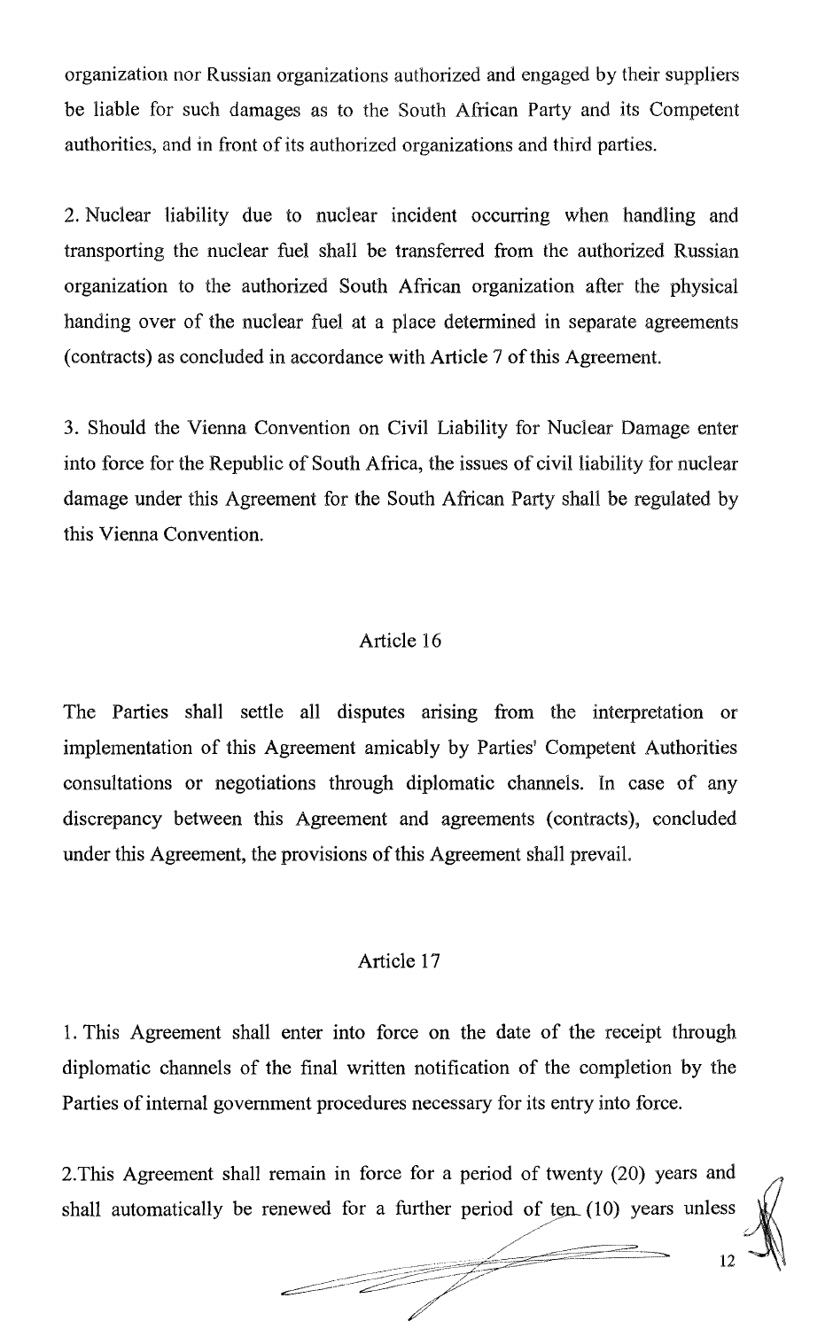organization nor Russian organizations authorized and engaged by their suppliers be liable for such damages as to the South African Party and its Competent authorities, and in front of its authorized organizations and third parties.

2. Nuclear liability due to nuclear incident occurring when handling and transporting the nuclear fuel shall be transferred from the authorized Russian organization to the authorized South African organization after the physical handing over of the nuclear fuel at a place determined in separate agreements (contracts) as concluded in accordance with Article 7 of this Agreement.

3. Should the Vienna Convention on Civil Liability for Nuclear Damage enter into force for the Republic of South Africa, the issues of civil liability for nuclear damage under this Agreement for the South African Party shall be regulated by this Vienna Convention.

## Article 16

The Parties shall settle all disputes arising from the interpretation or implementation of this Agreement amicably by Parties' Competent Authorities consultations or negotiations through diplomatic channels. In case of any discrepancy between this Agreement and agreements (contracts), concluded under this Agreement, the provisions of this Agreement shall prevail.

## Article 17

1. This Agreement shall enter into force on the date of the receipt through diplomatic channels of the final written notification of the completion by the Parties of internal government procedures necessary for its entry into force.

2. This Agreement shall remain in force for a period of twenty (20) years and shall automatically be renewed for a further period of ten (10) years unless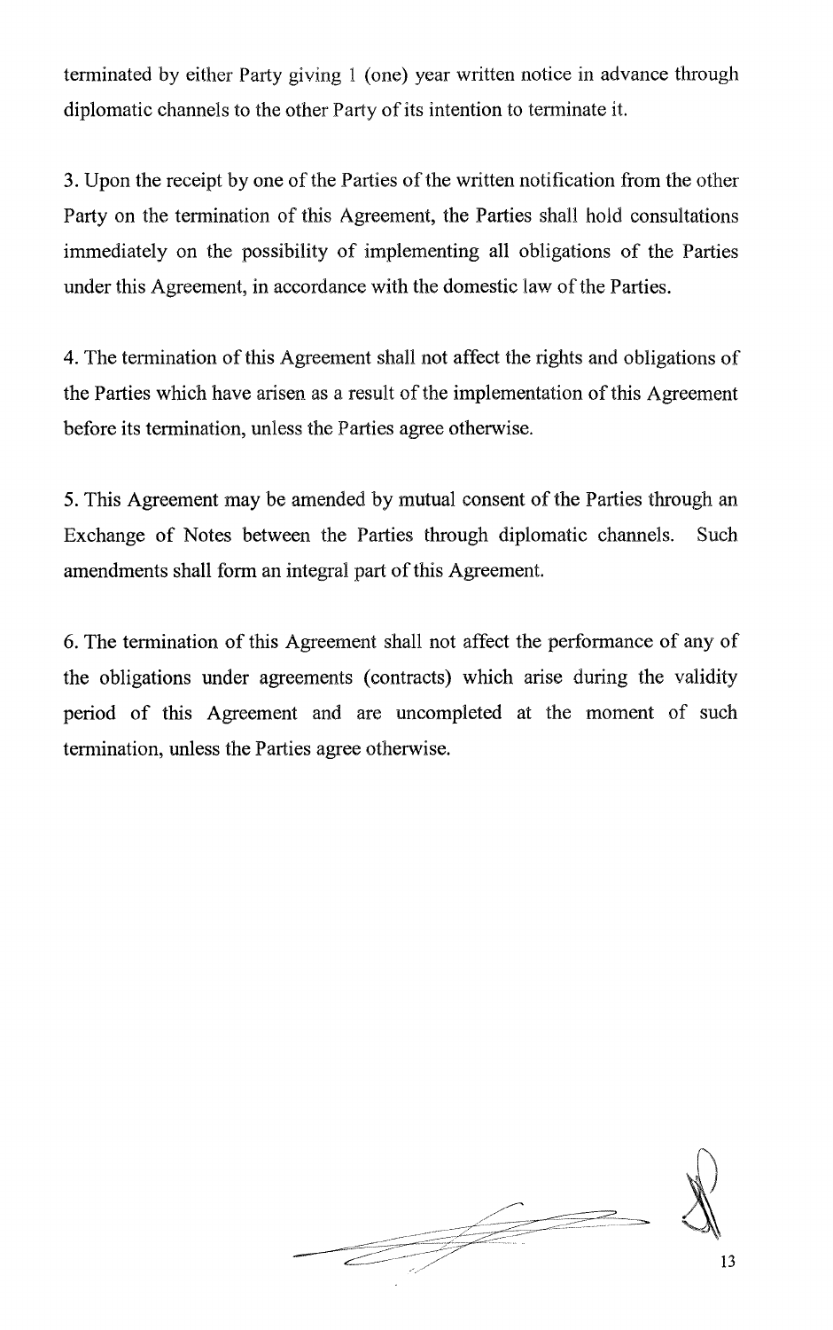terminated by either Party giving 1 (one) year written notice in advance through diplomatic channels to the other Party of its intention to terminate it.

3. Upon the receipt by one of the Parties of the written notification from the other Party on the termination of this Agreement, the Parties shall hold consultations immediately on the possibility of implementing all obligations of the Parties under this Agreement, in accordance with the domestic law of the Parties.

4. The termination of this Agreement shall not affect the rights and obligations of the Parties which have arisen as a result of the implementation of this Agreement before its termination, unless the Parties agree otherwise.

5. This Agreement may be amended by mutual consent of the Parties through an Exchange of Notes between the Parties through diplomatic channels. Such amendments shall form an integral part of this Agreement.

6. The termination of this Agreement shall not affect the performance of any of the obligations under agreements (contracts) which arise during the validity period of this Agreement and are uncompleted at the moment of such termination, unless the Parties agree otherwise.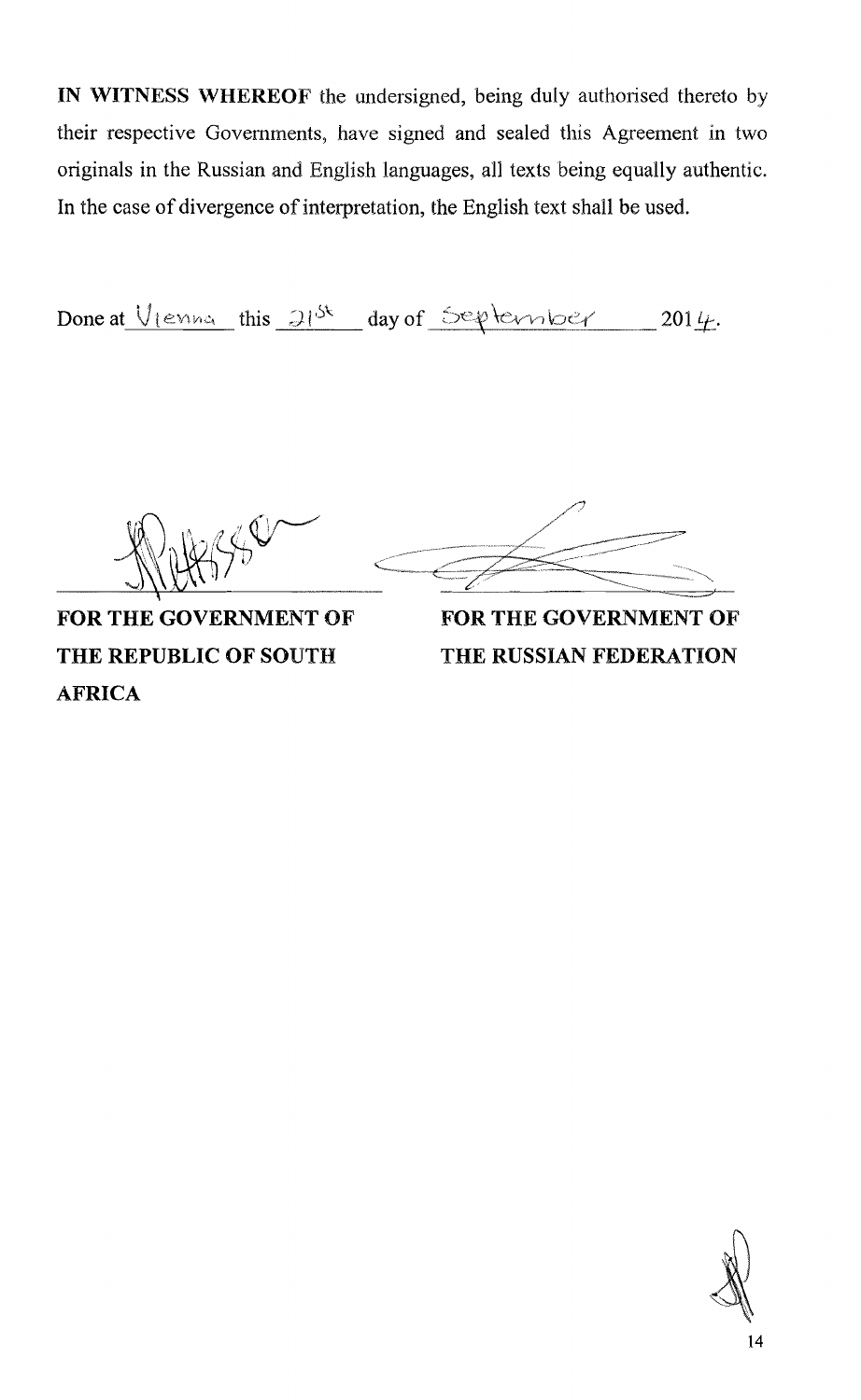**IN WITNESS WHEREOF** the undersigned, being duly authorised thereto by their respective Governments, have signed and sealed this Agreement in two originals in the Russian and English languages, all texts being equally authentic. In the case of divergence of interpretation, the English text shall be used.

Done at Vienna this 21st day of September 2014.

| | |
|---|---|
| **FOR THE GOVERNMENT OF THE REPUBLIC OF SOUTH AFRICA** | **FOR THE GOVERNMENT OF THE RUSSIAN FEDERATION** |